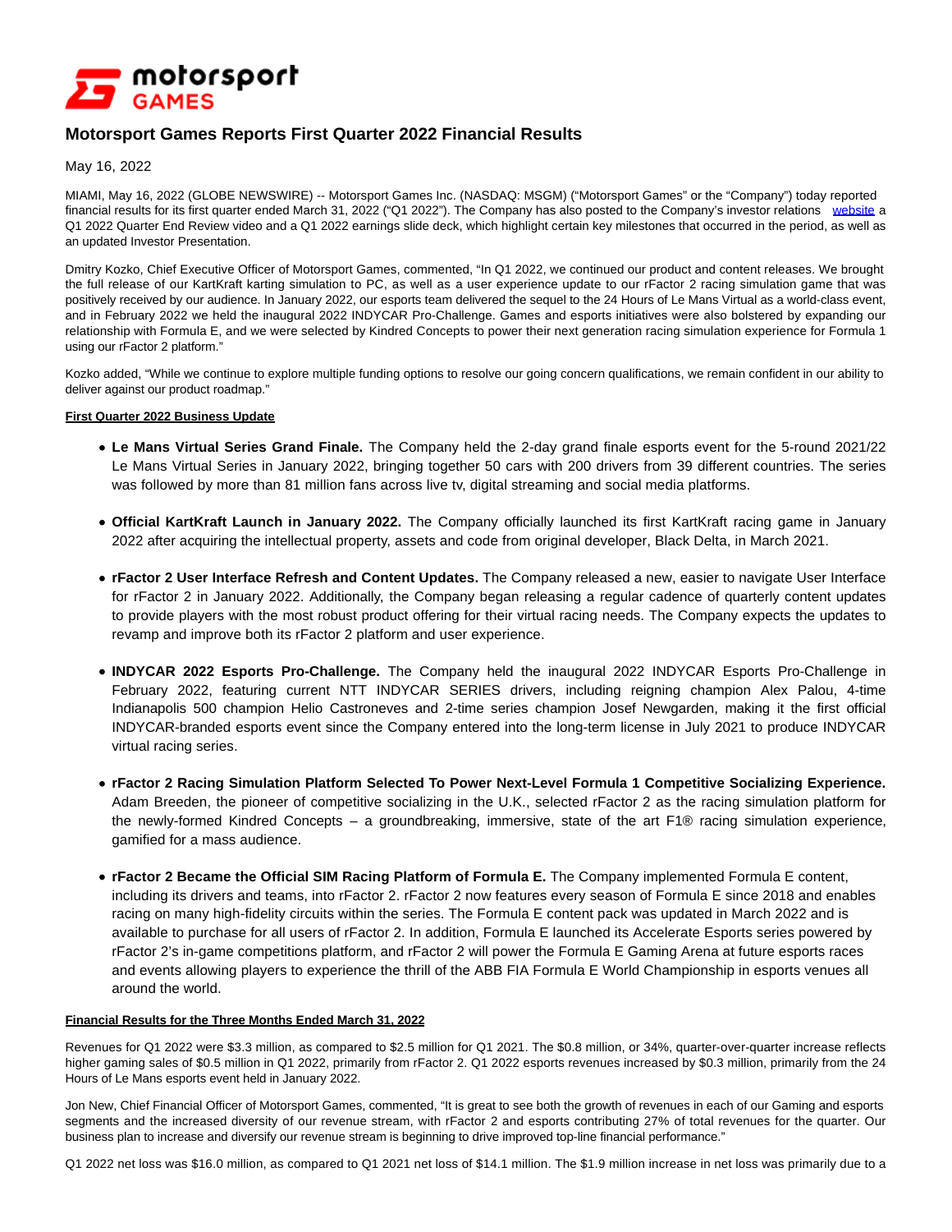# Motorsport Games Reports First Quarter 2022 Financial Results

May 16, 2022

MIAMI, May 16, 2022 (GLOBE NEWSWIRE) -- Motorsport Games Inc. (NASDAQ: MSGM) ("Motorsport Games" or the "Company") today reported financial results for its first quarter ended March 31, 2022 ("Q1 2022"). The Company has also posted to the Company's investor relations website a Q1 2022 Quarter End Review video and a Q1 2022 earnings slide deck, which highlight certain key milestones that occurred in the period, as well as an updated Investor Presentation.

Dmitry Kozko, Chief Executive Officer of Motorsport Games, commented, "In Q1 2022, we continued our product and content releases. We brought the full release of our KartKraft karting simulation to PC, as well as a user experience update to our rFactor 2 racing simulation game that was positively received by our audience. In January 2022, our esports team delivered the sequel to the 24 Hours of Le Mans Virtual as a world-class event, and in February 2022 we held the inaugural 2022 INDYCAR Pro-Challenge. Games and esports initiatives were also bolstered by expanding our relationship with Formula E, and we were selected by Kindred Concepts to power their next generation racing simulation experience for Formula 1 using our rFactor 2 platform."

Kozko added, "While we continue to explore multiple funding options to resolve our going concern qualifications, we remain confident in our ability to deliver against our product roadmap."

**First Quarter 2022 Business Update**

- **Le Mans Virtual Series Grand Finale.** The Company held the 2-day grand finale esports event for the 5-round 2021/22 Le Mans Virtual Series in January 2022, bringing together 50 cars with 200 drivers from 39 different countries. The series was followed by more than 81 million fans across live tv, digital streaming and social media platforms.
- **Official KartKraft Launch in January 2022.** The Company officially launched its first KartKraft racing game in January 2022 after acquiring the intellectual property, assets and code from original developer, Black Delta, in March 2021.
- **rFactor 2 User Interface Refresh and Content Updates.** The Company released a new, easier to navigate User Interface for rFactor 2 in January 2022. Additionally, the Company began releasing a regular cadence of quarterly content updates to provide players with the most robust product offering for their virtual racing needs. The Company expects the updates to revamp and improve both its rFactor 2 platform and user experience.
- **INDYCAR 2022 Esports Pro-Challenge.** The Company held the inaugural 2022 INDYCAR Esports Pro-Challenge in February 2022, featuring current NTT INDYCAR SERIES drivers, including reigning champion Alex Palou, 4-time Indianapolis 500 champion Helio Castroneves and 2-time series champion Josef Newgarden, making it the first official INDYCAR-branded esports event since the Company entered into the long-term license in July 2021 to produce INDYCAR virtual racing series.
- **rFactor 2 Racing Simulation Platform Selected To Power Next-Level Formula 1 Competitive Socializing Experience.** Adam Breeden, the pioneer of competitive socializing in the U.K., selected rFactor 2 as the racing simulation platform for the newly-formed Kindred Concepts – a groundbreaking, immersive, state of the art F1® racing simulation experience, gamified for a mass audience.
- **rFactor 2 Became the Official SIM Racing Platform of Formula E.** The Company implemented Formula E content, including its drivers and teams, into rFactor 2. rFactor 2 now features every season of Formula E since 2018 and enables racing on many high-fidelity circuits within the series. The Formula E content pack was updated in March 2022 and is available to purchase for all users of rFactor 2. In addition, Formula E launched its Accelerate Esports series powered by rFactor 2's in-game competitions platform, and rFactor 2 will power the Formula E Gaming Arena at future esports races and events allowing players to experience the thrill of the ABB FIA Formula E World Championship in esports venues all around the world.

**Financial Results for the Three Months Ended March 31, 2022**

Revenues for Q1 2022 were $3.3 million, as compared to $2.5 million for Q1 2021. The $0.8 million, or 34%, quarter-over-quarter increase reflects higher gaming sales of $0.5 million in Q1 2022, primarily from rFactor 2. Q1 2022 esports revenues increased by $0.3 million, primarily from the 24 Hours of Le Mans esports event held in January 2022.

Jon New, Chief Financial Officer of Motorsport Games, commented, "It is great to see both the growth of revenues in each of our Gaming and esports segments and the increased diversity of our revenue stream, with rFactor 2 and esports contributing 27% of total revenues for the quarter. Our business plan to increase and diversify our revenue stream is beginning to drive improved top-line financial performance."

Q1 2022 net loss was $16.0 million, as compared to Q1 2021 net loss of $14.1 million. The $1.9 million increase in net loss was primarily due to a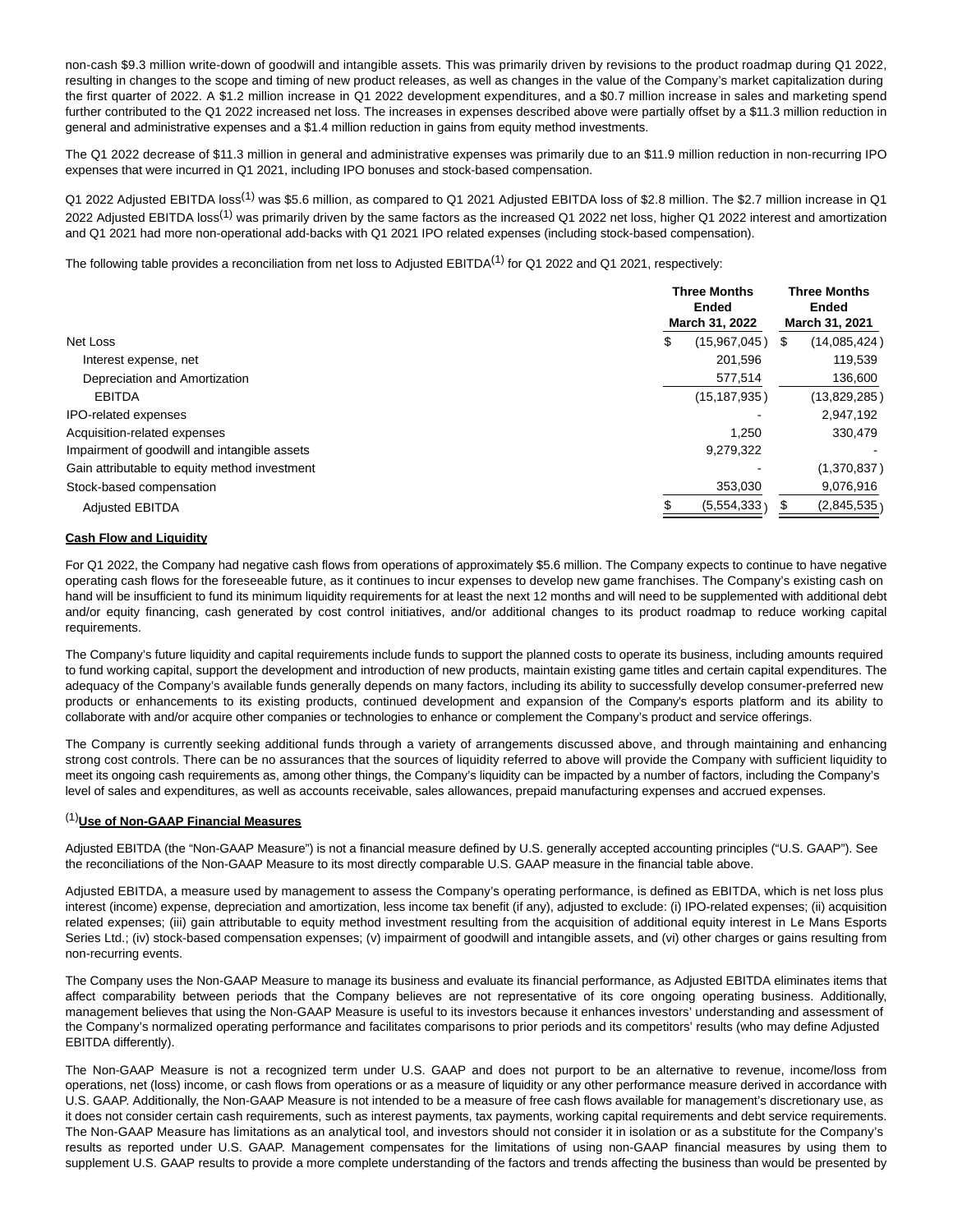non-cash $9.3 million write-down of goodwill and intangible assets. This was primarily driven by revisions to the product roadmap during Q1 2022, resulting in changes to the scope and timing of new product releases, as well as changes in the value of the Company's market capitalization during the first quarter of 2022. A $1.2 million increase in Q1 2022 development expenditures, and a $0.7 million increase in sales and marketing spend further contributed to the Q1 2022 increased net loss. The increases in expenses described above were partially offset by a $11.3 million reduction in general and administrative expenses and a $1.4 million reduction in gains from equity method investments.

The Q1 2022 decrease of $11.3 million in general and administrative expenses was primarily due to an $11.9 million reduction in non-recurring IPO expenses that were incurred in Q1 2021, including IPO bonuses and stock-based compensation.

Q1 2022 Adjusted EBITDA loss(1) was $5.6 million, as compared to Q1 2021 Adjusted EBITDA loss of $2.8 million. The $2.7 million increase in Q1 2022 Adjusted EBITDA loss(1) was primarily driven by the same factors as the increased Q1 2022 net loss, higher Q1 2022 interest and amortization and Q1 2021 had more non-operational add-backs with Q1 2021 IPO related expenses (including stock-based compensation).

The following table provides a reconciliation from net loss to Adjusted EBITDA(1) for Q1 2022 and Q1 2021, respectively:

| | Three Months Ended March 31, 2022 | Three Months Ended March 31, 2021 |
|---|---|---|
| Net Loss | $ (15,967,045) | $ (14,085,424) |
| Interest expense, net | 201,596 | 119,539 |
| Depreciation and Amortization | 577,514 | 136,600 |
| EBITDA | (15,187,935) | (13,829,285) |
| IPO-related expenses | - | 2,947,192 |
| Acquisition-related expenses | 1,250 | 330,479 |
| Impairment of goodwill and intangible assets | 9,279,322 | - |
| Gain attributable to equity method investment | - | (1,370,837) |
| Stock-based compensation | 353,030 | 9,076,916 |
| Adjusted EBITDA | $ (5,554,333) | $ (2,845,535) |

**Cash Flow and Liquidity**

For Q1 2022, the Company had negative cash flows from operations of approximately $5.6 million. The Company expects to continue to have negative operating cash flows for the foreseeable future, as it continues to incur expenses to develop new game franchises. The Company's existing cash on hand will be insufficient to fund its minimum liquidity requirements for at least the next 12 months and will need to be supplemented with additional debt and/or equity financing, cash generated by cost control initiatives, and/or additional changes to its product roadmap to reduce working capital requirements.

The Company's future liquidity and capital requirements include funds to support the planned costs to operate its business, including amounts required to fund working capital, support the development and introduction of new products, maintain existing game titles and certain capital expenditures. The adequacy of the Company's available funds generally depends on many factors, including its ability to successfully develop consumer-preferred new products or enhancements to its existing products, continued development and expansion of the Company's esports platform and its ability to collaborate with and/or acquire other companies or technologies to enhance or complement the Company's product and service offerings.

The Company is currently seeking additional funds through a variety of arrangements discussed above, and through maintaining and enhancing strong cost controls. There can be no assurances that the sources of liquidity referred to above will provide the Company with sufficient liquidity to meet its ongoing cash requirements as, among other things, the Company's liquidity can be impacted by a number of factors, including the Company's level of sales and expenditures, as well as accounts receivable, sales allowances, prepaid manufacturing expenses and accrued expenses.

(1)**Use of Non-GAAP Financial Measures**

Adjusted EBITDA (the "Non-GAAP Measure") is not a financial measure defined by U.S. generally accepted accounting principles ("U.S. GAAP"). See the reconciliations of the Non-GAAP Measure to its most directly comparable U.S. GAAP measure in the financial table above.

Adjusted EBITDA, a measure used by management to assess the Company's operating performance, is defined as EBITDA, which is net loss plus interest (income) expense, depreciation and amortization, less income tax benefit (if any), adjusted to exclude: (i) IPO-related expenses; (ii) acquisition related expenses; (iii) gain attributable to equity method investment resulting from the acquisition of additional equity interest in Le Mans Esports Series Ltd.; (iv) stock-based compensation expenses; (v) impairment of goodwill and intangible assets, and (vi) other charges or gains resulting from non-recurring events.

The Company uses the Non-GAAP Measure to manage its business and evaluate its financial performance, as Adjusted EBITDA eliminates items that affect comparability between periods that the Company believes are not representative of its core ongoing business. Additionally, management believes that using the Non-GAAP Measure is useful to its investors because it enhances investors' understanding and assessment of the Company's normalized operating performance and facilitates comparisons to prior periods and its competitors' results (who may define Adjusted EBITDA differently).

The Non-GAAP Measure is not a recognized term under U.S. GAAP and does not purport to be an alternative to revenue, income/loss from operations, net (loss) income, or cash flows from operations or as a measure of liquidity or any other performance measure derived in accordance with U.S. GAAP. Additionally, the Non-GAAP Measure is not intended to be a measure of free cash flows available for management's discretionary use, as it does not consider certain cash requirements, such as interest payments, tax payments, working capital requirements and debt service requirements. The Non-GAAP Measure has limitations as an analytical tool, and investors should not consider it in isolation or as a substitute for the Company's results as reported under U.S. GAAP. Management compensates for the limitations of using non-GAAP financial measures by using them to supplement U.S. GAAP results to provide a more complete understanding of the factors and trends affecting the business than would be presented by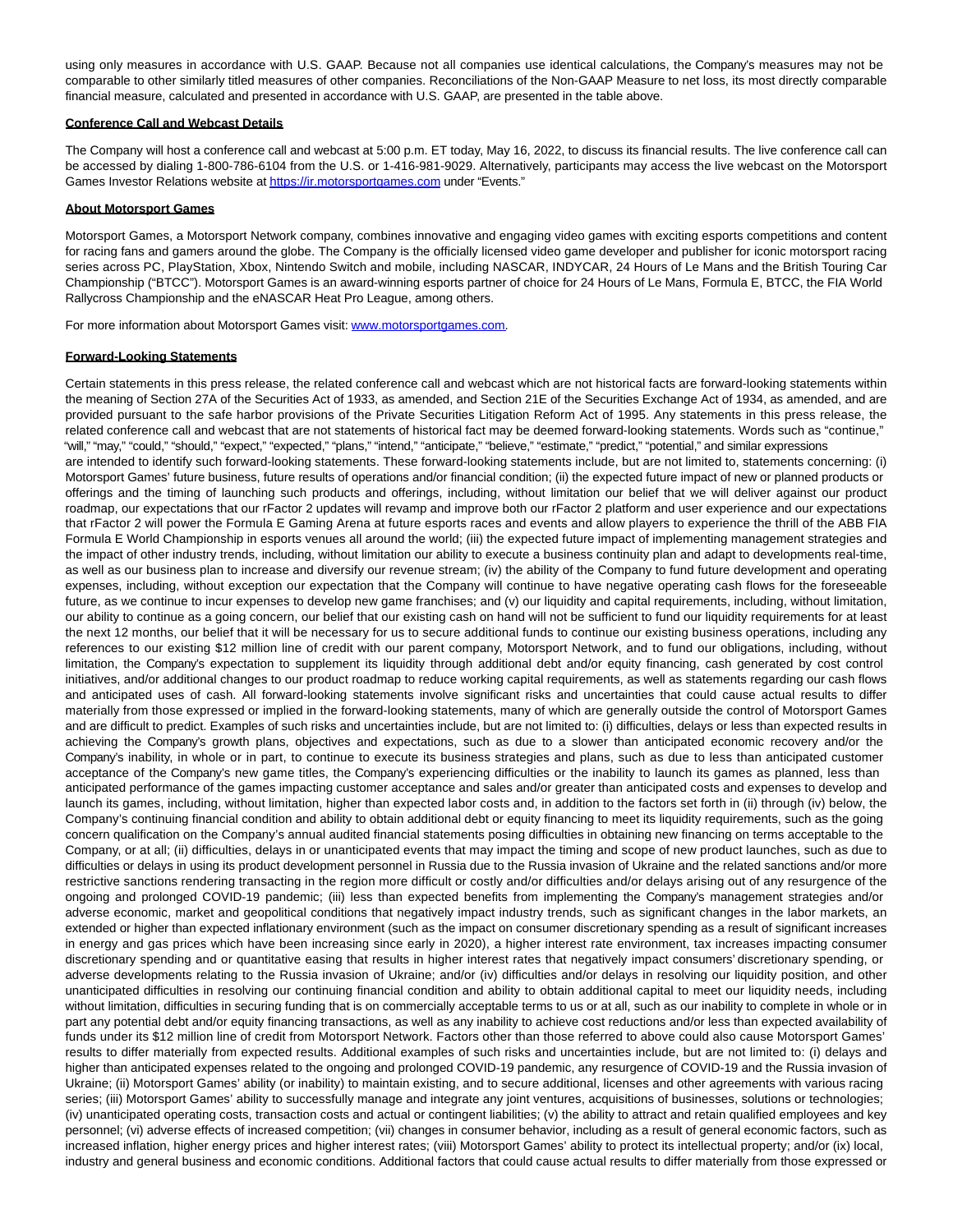using only measures in accordance with U.S. GAAP. Because not all companies use identical calculations, the Company's measures may not be comparable to other similarly titled measures of other companies. Reconciliations of the Non-GAAP Measure to net loss, its most directly comparable financial measure, calculated and presented in accordance with U.S. GAAP, are presented in the table above.

**Conference Call and Webcast Details**

The Company will host a conference call and webcast at 5:00 p.m. ET today, May 16, 2022, to discuss its financial results. The live conference call can be accessed by dialing 1-800-786-6104 from the U.S. or 1-416-981-9029. Alternatively, participants may access the live webcast on the Motorsport Games Investor Relations website at [https://ir.motorsportgames.com](https://ir.motorsportgames.com) under "Events."

**About Motorsport Games**

Motorsport Games, a Motorsport Network company, combines innovative and engaging video games with exciting esports competitions and content for racing fans and gamers around the globe. The Company is the officially licensed video game developer and publisher for iconic motorsport racing series across PC, PlayStation, Xbox, Nintendo Switch and mobile, including NASCAR, INDYCAR, 24 Hours of Le Mans and the British Touring Car Championship ("BTCC"). Motorsport Games is an award-winning esports partner of choice for 24 Hours of Le Mans, Formula E, BTCC, the FIA World Rallycross Championship and the eNASCAR Heat Pro League, among others.

For more information about Motorsport Games visit: [www.motorsportgames.com](http://www.motorsportgames.com).

**Forward-Looking Statements**

Certain statements in this press release, the related conference call and webcast which are not historical facts are forward-looking statements within the meaning of Section 27A of the Securities Act of 1933, as amended, and Section 21E of the Securities Exchange Act of 1934, as amended, and are provided pursuant to the safe harbor provisions of the Private Securities Litigation Reform Act of 1995. Any statements in this press release, the related conference call and webcast that are not statements of historical fact may be deemed forward-looking statements. Words such as "continue," "will," "may," "could," "should," "expect," "expected," "plans," "intend," "anticipate," "believe," "estimate," "predict," "potential," and similar expressions are intended to identify such forward-looking statements. These forward-looking statements include, but are not limited to, statements concerning: (i) Motorsport Games' future business, future results of operations and/or financial condition; (ii) the expected future impact of new or planned products or offerings and the timing of launching such products and offerings, including, without limitation our belief that we will deliver against our product roadmap, our expectations that our rFactor 2 updates will revamp and improve both our rFactor 2 platform and user experience and our expectations that rFactor 2 will power the Formula E Gaming Arena at future esports races and events and allow players to experience the thrill of the ABB FIA Formula E World Championship in esports venues all around the world; (iii) the expected future impact of implementing management strategies and the impact of other industry trends, including, without limitation our ability to execute a business continuity plan and adapt to developments real-time, as well as our business plan to increase and diversify our revenue stream; (iv) the ability of the Company to fund future development and operating expenses, including, without exception our expectation that the Company will continue to have negative operating cash flows for the foreseeable future, as we continue to incur expenses to develop new game franchises; and (v) our liquidity and capital requirements, including, without limitation, our ability to continue as a going concern, our belief that our existing cash on hand will not be sufficient to fund our liquidity requirements for at least the next 12 months, our belief that it will be necessary for us to secure additional funds to continue our existing business operations, including any references to our existing $12 million line of credit with our parent company, Motorsport Network, and to fund our obligations, including, without limitation, the Company's expectation to supplement its liquidity through additional debt and/or equity financing, cash generated by cost control initiatives, and/or additional changes to our product roadmap to reduce working capital requirements, as well as statements regarding our cash flows and anticipated uses of cash. All forward-looking statements involve significant risks and uncertainties that could cause actual results to differ materially from those expressed or implied in the forward-looking statements, many of which are generally outside the control of Motorsport Games and are difficult to predict. Examples of such risks and uncertainties include, but are not limited to: (i) difficulties, delays or less than expected results in achieving the Company's growth plans, objectives and expectations, such as due to a slower than anticipated economic recovery and/or the Company's inability, in whole or in part, to continue to execute its business strategies and plans, such as due to less than anticipated customer acceptance of the Company's new game titles, the Company's experiencing difficulties or the inability to launch its games as planned, less than anticipated performance of the games impacting customer acceptance and sales and/or greater than anticipated costs and expenses to develop and launch its games, including, without limitation, higher than expected labor costs and, in addition to the factors set forth in (ii) through (iv) below, the Company's continuing financial condition and ability to obtain additional debt or equity financing to meet its liquidity requirements, such as the going concern qualification on the Company's annual audited financial statements posing difficulties in obtaining new financing on terms acceptable to the Company, or at all; (ii) difficulties, delays in or unanticipated events that may impact the timing and scope of new product launches, such as due to difficulties or delays in using its product development personnel in Russia due to the Russia invasion of Ukraine and the related sanctions and/or more restrictive sanctions rendering transacting in the region more difficult or costly and/or difficulties and/or delays arising out of any resurgence of the ongoing and prolonged COVID-19 pandemic; (iii) less than expected benefits from implementing the Company's management strategies and/or adverse economic, market and geopolitical conditions that negatively impact industry trends, such as significant changes in the labor markets, an extended or higher than expected inflationary environment (such as the impact on consumer discretionary spending as a result of significant increases in energy and gas prices which have been increasing since early in 2020), a higher interest rate environment, tax increases impacting consumer discretionary spending and or quantitative easing that results in higher interest rates that negatively impact consumers' discretionary spending, or adverse developments relating to the Russia invasion of Ukraine; and/or (iv) difficulties and/or delays in resolving our liquidity position, and other unanticipated difficulties in resolving our continuing financial condition and ability to obtain additional capital to meet our liquidity needs, including without limitation, difficulties in securing funding that is on commercially acceptable terms to us or at all, such as our inability to complete in whole or in part any potential debt and/or equity financing transactions, as well as any inability to achieve cost reductions and/or less than expected availability of funds under its $12 million line of credit from Motorsport Network. Factors other than those referred to above could also cause Motorsport Games' results to differ materially from expected results. Additional examples of such risks and uncertainties include, but are not limited to: (i) delays and higher than anticipated expenses related to the ongoing and prolonged COVID-19 pandemic, any resurgence of COVID-19 and the Russia invasion of Ukraine; (ii) Motorsport Games' ability (or inability) to maintain existing, and to secure additional, licenses and other agreements with various racing series; (iii) Motorsport Games' ability to successfully manage and integrate any joint ventures, acquisitions of businesses, solutions or technologies; (iv) unanticipated operating costs, transaction costs and actual or contingent liabilities; (v) the ability to attract and retain qualified employees and key personnel; (vi) adverse effects of increased competition; (vii) changes in consumer behavior, including as a result of general economic factors, such as increased inflation, higher energy prices and higher interest rates; (viii) Motorsport Games' ability to protect its intellectual property; and/or (ix) local, industry and general business and economic conditions. Additional factors that could cause actual results to differ materially from those expressed or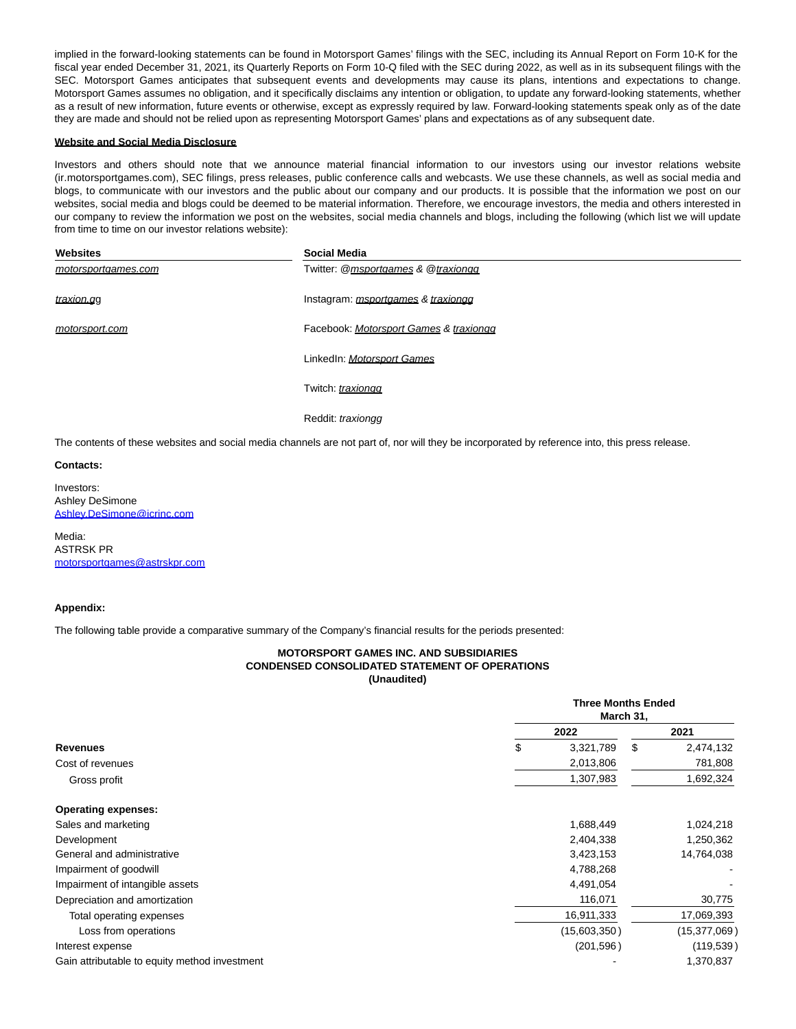implied in the forward-looking statements can be found in Motorsport Games' filings with the SEC, including its Annual Report on Form 10-K for the fiscal year ended December 31, 2021, its Quarterly Reports on Form 10-Q filed with the SEC during 2022, as well as in its subsequent filings with the SEC. Motorsport Games anticipates that subsequent events and developments may cause its plans, intentions and expectations to change. Motorsport Games assumes no obligation, and it specifically disclaims any intention or obligation, to update any forward-looking statements, whether as a result of new information, future events or otherwise, except as expressly required by law. Forward-looking statements speak only as of the date they are made and should not be relied upon as representing Motorsport Games' plans and expectations as of any subsequent date.

**Website and Social Media Disclosure**

Investors and others should note that we announce material financial information to our investors using our investor relations website (ir.motorsportgames.com), SEC filings, press releases, public conference calls and webcasts. We use these channels, as well as social media and blogs, to communicate with our investors and the public about our company and our products. It is possible that the information we post on our websites, social media and blogs could be deemed to be material information. Therefore, we encourage investors, the media and others interested in our company to review the information we post on the websites, social media channels and blogs, including the following (which list we will update from time to time on our investor relations website):

| Websites | Social Media |
|---|---|
| *motorsportgames.com* | Twitter: @*msportgames* & @*traxiongg* |
| *traxion.gg* | Instagram: *msportgames* & *traxiongg* |
| *motorsport.com* | Facebook: *Motorsport Games* & *traxiongg* |
| | LinkedIn: *Motorsport Games* |
| | Twitch: *traxiongg* |
| | Reddit: *traxiongg* |

The contents of these websites and social media channels are not part of, nor will they be incorporated by reference into, this press release.

**Contacts:**

Investors:
Ashley DeSimone
Ashley.DeSimone@icrinc.com

Media:
ASTRSK PR
motorsportgames@astrskpr.com

**Appendix:**

The following table provide a comparative summary of the Company's financial results for the periods presented:

**MOTORSPORT GAMES INC. AND SUBSIDIARIES**
**CONDENSED CONSOLIDATED STATEMENT OF OPERATIONS**
**(Unaudited)**

| | Three Months Ended March 31, | |
|---|---|---|
| | 2022 | 2021 |
| **Revenues** | $ 3,321,789 | $ 2,474,132 |
| Cost of revenues | 2,013,806 | 781,808 |
| Gross profit | 1,307,983 | 1,692,324 |
| **Operating expenses:** | | |
| Sales and marketing | 1,688,449 | 1,024,218 |
| Development | 2,404,338 | 1,250,362 |
| General and administrative | 3,423,153 | 14,764,038 |
| Impairment of goodwill | 4,788,268 | - |
| Impairment of intangible assets | 4,491,054 | - |
| Depreciation and amortization | 116,071 | 30,775 |
| Total operating expenses | 16,911,333 | 17,069,393 |
| Loss from operations | (15,603,350) | (15,377,069) |
| Interest expense | (201,596) | (119,539) |
| Gain attributable to equity method investment | - | 1,370,837 |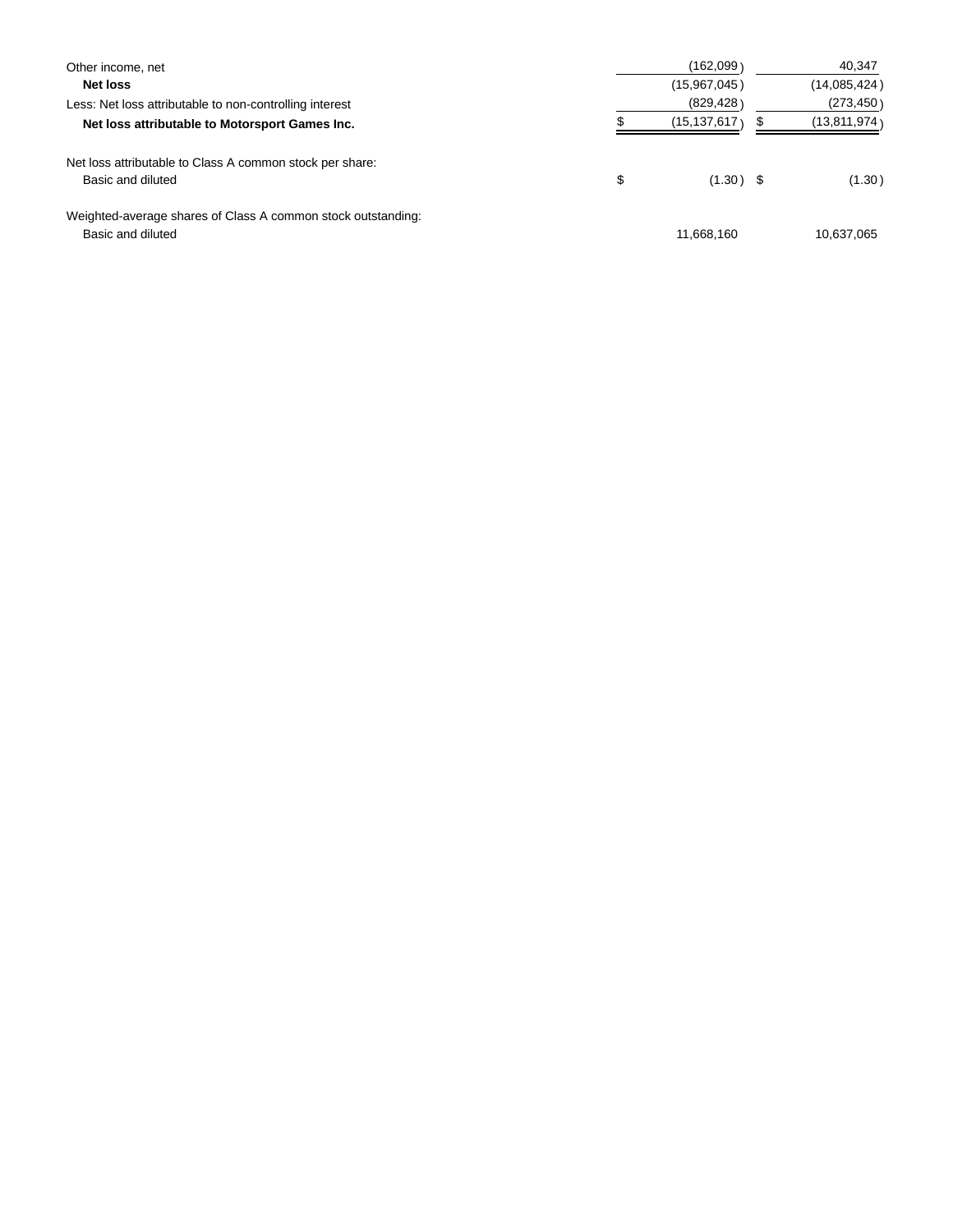| | | |
|---|---|---|
| Other income, net | (162,099) | 40,347 |
| **Net loss** | (15,967,045) | (14,085,424) |
| Less: Net loss attributable to non-controlling interest | (829,428) | (273,450) |
| **Net loss attributable to Motorsport Games Inc.** | $ (15,137,617) | $ (13,811,974) |
| Net loss attributable to Class A common stock per share: | | |
| Basic and diluted | $ (1.30) | $ (1.30) |
| Weighted-average shares of Class A common stock outstanding: | | |
| Basic and diluted | 11,668,160 | 10,637,065 |